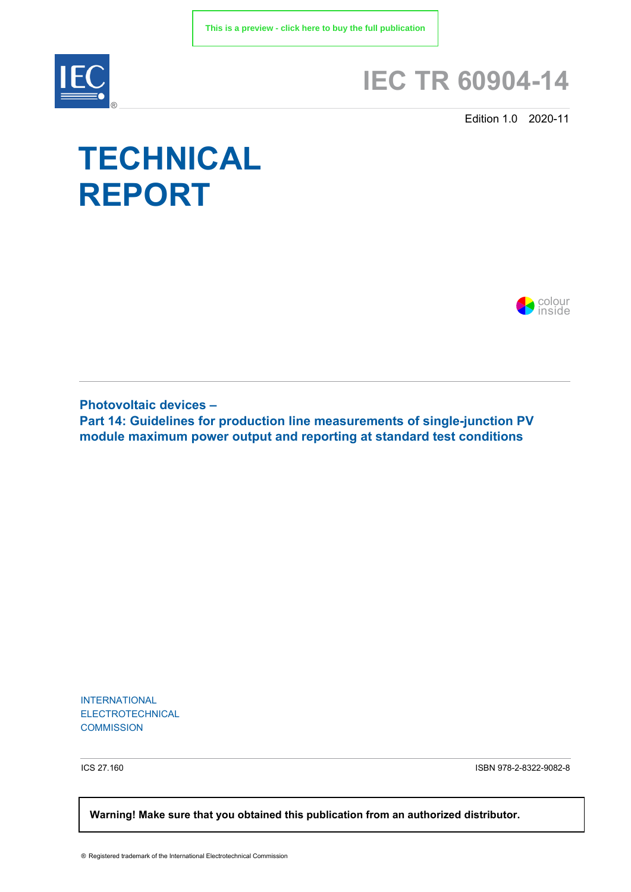This is a preview - click here to buy the full publication

# IEC TR 60904-14

Edition 1.0 2020-11

# TECHNICAL REPORT

colour inside

**Photovoltaic devices –**
**Part 14: Guidelines for production line measurements of single-junction PV module maximum power output and reporting at standard test conditions**

INTERNATIONAL
ELECTROTECHNICAL
COMMISSION

ICS 27.160

ISBN 978-2-8322-9082-8

**Warning! Make sure that you obtained this publication from an authorized distributor.**

® Registered trademark of the International Electrotechnical Commission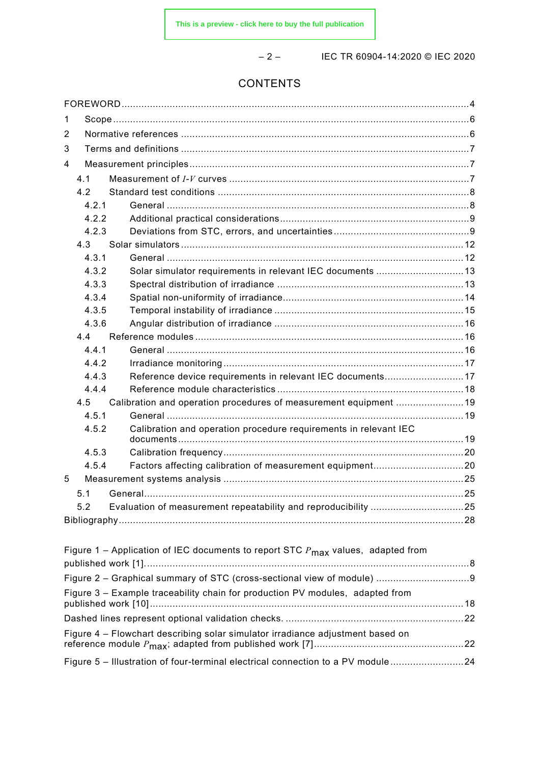# CONTENTS

FOREWORD ... 4

1 Scope ... 6

2 Normative references ... 6

3 Terms and definitions ... 7

4 Measurement principles ... 7

- 4.1 Measurement of $I$-$V$ curves ... 7
- 4.2 Standard test conditions ... 8
  - 4.2.1 General ... 8
  - 4.2.2 Additional practical considerations ... 9
  - 4.2.3 Deviations from STC, errors, and uncertainties ... 9
- 4.3 Solar simulators ... 12
  - 4.3.1 General ... 12
  - 4.3.2 Solar simulator requirements in relevant IEC documents ... 13
  - 4.3.3 Spectral distribution of irradiance ... 13
  - 4.3.4 Spatial non-uniformity of irradiance ... 14
  - 4.3.5 Temporal instability of irradiance ... 15
  - 4.3.6 Angular distribution of irradiance ... 16
- 4.4 Reference modules ... 16
  - 4.4.1 General ... 16
  - 4.4.2 Irradiance monitoring ... 17
  - 4.4.3 Reference device requirements in relevant IEC documents ... 17
  - 4.4.4 Reference module characteristics ... 18
- 4.5 Calibration and operation procedures of measurement equipment ... 19
  - 4.5.1 General ... 19
  - 4.5.2 Calibration and operation procedure requirements in relevant IEC documents ... 19
  - 4.5.3 Calibration frequency ... 20
  - 4.5.4 Factors affecting calibration of measurement equipment ... 20

5 Measurement systems analysis ... 25

- 5.1 General ... 25
- 5.2 Evaluation of measurement repeatability and reproducibility ... 25

Bibliography ... 28

Figure 1 – Application of IEC documents to report STC $P_{max}$ values, adapted from published work [1] ... 8

Figure 2 – Graphical summary of STC (cross-sectional view of module) ... 9

Figure 3 – Example traceability chain for production PV modules, adapted from published work [10] ... 18

Dashed lines represent optional validation checks. ... 22

Figure 4 – Flowchart describing solar simulator irradiance adjustment based on reference module $P_{max}$; adapted from published work [7] ... 22

Figure 5 – Illustration of four-terminal electrical connection to a PV module ... 24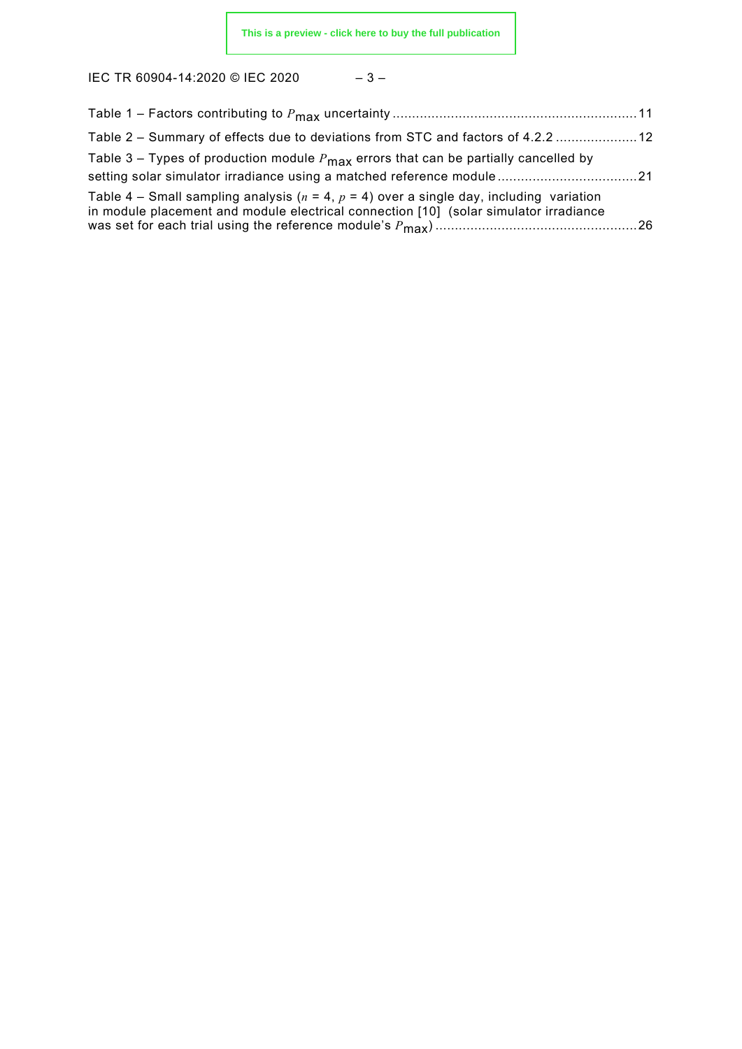Table 1 – Factors contributing to $P_{max}$ uncertainty ............................................................. 11

Table 2 – Summary of effects due to deviations from STC and factors of 4.2.2 ..................... 12

Table 3 – Types of production module $P_{max}$ errors that can be partially cancelled by setting solar simulator irradiance using a matched reference module ................................... 21

Table 4 – Small sampling analysis ($n$ = 4, $p$ = 4) over a single day, including variation in module placement and module electrical connection [10] (solar simulator irradiance was set for each trial using the reference module's $P_{max}$) .................................................. 26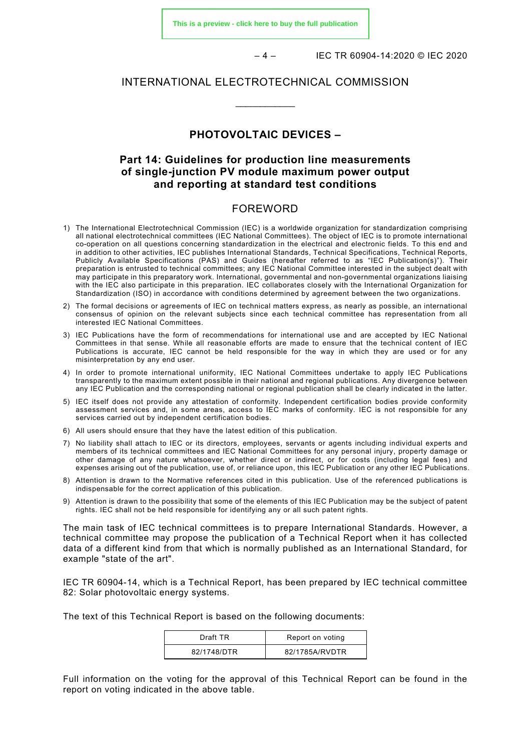INTERNATIONAL ELECTROTECHNICAL COMMISSION

\_\_\_\_\_\_\_\_\_\_\_\_

# PHOTOVOLTAIC DEVICES –

## Part 14: Guidelines for production line measurements of single-junction PV module maximum power output and reporting at standard test conditions

## FOREWORD

1) The International Electrotechnical Commission (IEC) is a worldwide organization for standardization comprising all national electrotechnical committees (IEC National Committees). The object of IEC is to promote international co-operation on all questions concerning standardization in the electrical and electronic fields. To this end and in addition to other activities, IEC publishes International Standards, Technical Specifications, Technical Reports, Publicly Available Specifications (PAS) and Guides (hereafter referred to as "IEC Publication(s)"). Their preparation is entrusted to technical committees; any IEC National Committee interested in the subject dealt with may participate in this preparatory work. International, governmental and non-governmental organizations liaising with the IEC also participate in this preparation. IEC collaborates closely with the International Organization for Standardization (ISO) in accordance with conditions determined by agreement between the two organizations.
2) The formal decisions or agreements of IEC on technical matters express, as nearly as possible, an international consensus of opinion on the relevant subjects since each technical committee has representation from all interested IEC National Committees.
3) IEC Publications have the form of recommendations for international use and are accepted by IEC National Committees in that sense. While all reasonable efforts are made to ensure that the technical content of IEC Publications is accurate, IEC cannot be held responsible for the way in which they are used or for any misinterpretation by any end user.
4) In order to promote international uniformity, IEC National Committees undertake to apply IEC Publications transparently to the maximum extent possible in their national and regional publications. Any divergence between any IEC Publication and the corresponding national or regional publication shall be clearly indicated in the latter.
5) IEC itself does not provide any attestation of conformity. Independent certification bodies provide conformity assessment services and, in some areas, access to IEC marks of conformity. IEC is not responsible for any services carried out by independent certification bodies.
6) All users should ensure that they have the latest edition of this publication.
7) No liability shall attach to IEC or its directors, employees, servants or agents including individual experts and members of its technical committees and IEC National Committees for any personal injury, property damage or other damage of any nature whatsoever, whether direct or indirect, or for costs (including legal fees) and expenses arising out of the publication, use of, or reliance upon, this IEC Publication or any other IEC Publications.
8) Attention is drawn to the Normative references cited in this publication. Use of the referenced publications is indispensable for the correct application of this publication.
9) Attention is drawn to the possibility that some of the elements of this IEC Publication may be the subject of patent rights. IEC shall not be held responsible for identifying any or all such patent rights.

The main task of IEC technical committees is to prepare International Standards. However, a technical committee may propose the publication of a Technical Report when it has collected data of a different kind from that which is normally published as an International Standard, for example "state of the art".

IEC TR 60904-14, which is a Technical Report, has been prepared by IEC technical committee 82: Solar photovoltaic energy systems.

The text of this Technical Report is based on the following documents:

| Draft TR | Report on voting |
| --- | --- |
| 82/1748/DTR | 82/1785A/RVDTR |

Full information on the voting for the approval of this Technical Report can be found in the report on voting indicated in the above table.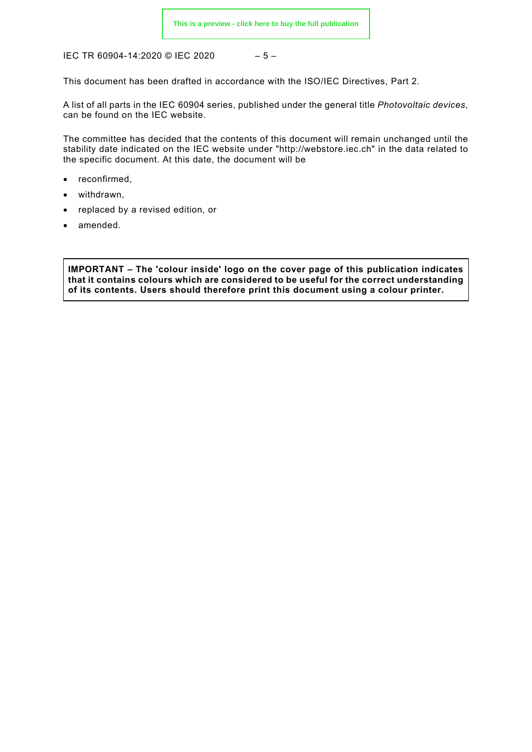This document has been drafted in accordance with the ISO/IEC Directives, Part 2.

A list of all parts in the IEC 60904 series, published under the general title *Photovoltaic devices*, can be found on the IEC website.

The committee has decided that the contents of this document will remain unchanged until the stability date indicated on the IEC website under "http://webstore.iec.ch" in the data related to the specific document. At this date, the document will be

- reconfirmed,
- withdrawn,
- replaced by a revised edition, or
- amended.

**IMPORTANT – The 'colour inside' logo on the cover page of this publication indicates that it contains colours which are considered to be useful for the correct understanding of its contents. Users should therefore print this document using a colour printer.**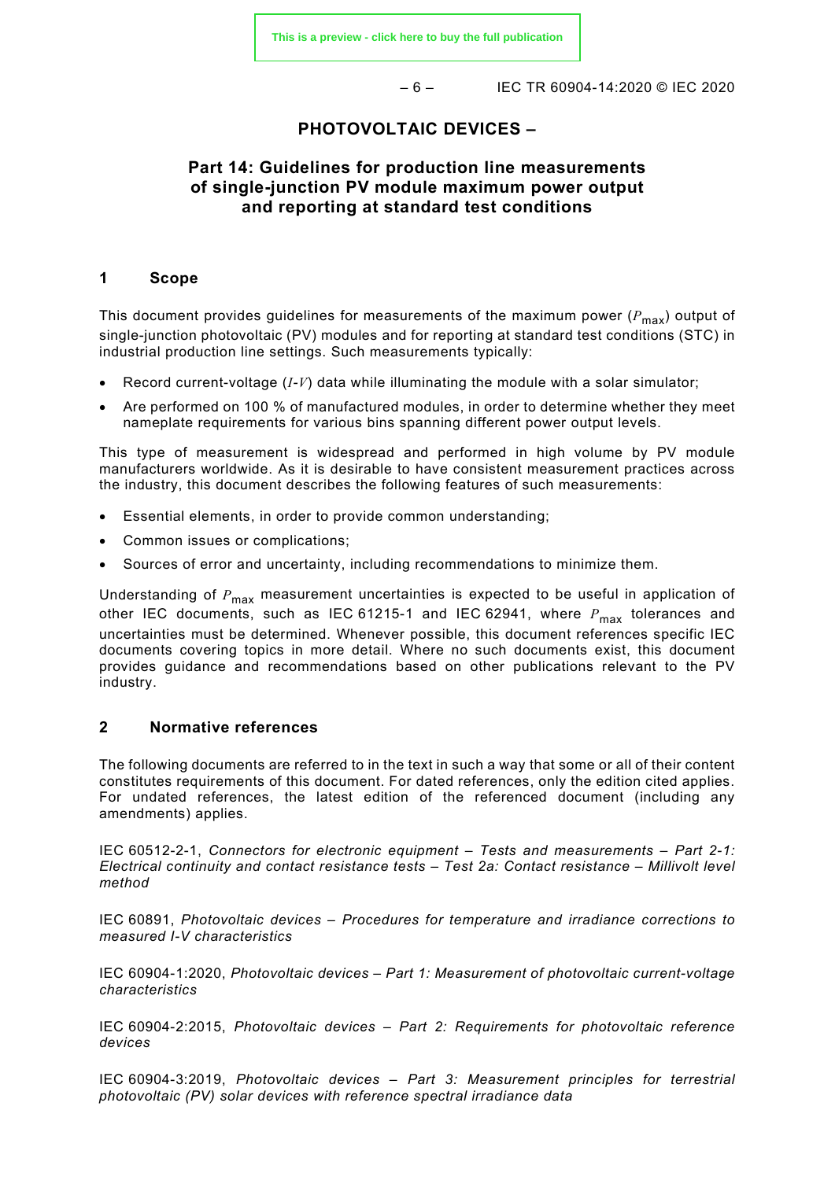# PHOTOVOLTAIC DEVICES –

## Part 14: Guidelines for production line measurements of single-junction PV module maximum power output and reporting at standard test conditions

## 1 Scope

This document provides guidelines for measurements of the maximum power ($P_{max}$) output of single-junction photovoltaic (PV) modules and for reporting at standard test conditions (STC) in industrial production line settings. Such measurements typically:

- Record current-voltage ($I$-$V$) data while illuminating the module with a solar simulator;
- Are performed on 100 % of manufactured modules, in order to determine whether they meet nameplate requirements for various bins spanning different power output levels.

This type of measurement is widespread and performed in high volume by PV module manufacturers worldwide. As it is desirable to have consistent measurement practices across the industry, this document describes the following features of such measurements:

- Essential elements, in order to provide common understanding;
- Common issues or complications;
- Sources of error and uncertainty, including recommendations to minimize them.

Understanding of $P_{max}$ measurement uncertainties is expected to be useful in application of other IEC documents, such as IEC 61215-1 and IEC 62941, where $P_{max}$ tolerances and uncertainties must be determined. Whenever possible, this document references specific IEC documents covering topics in more detail. Where no such documents exist, this document provides guidance and recommendations based on other publications relevant to the PV industry.

## 2 Normative references

The following documents are referred to in the text in such a way that some or all of their content constitutes requirements of this document. For dated references, only the edition cited applies. For undated references, the latest edition of the referenced document (including any amendments) applies.

IEC 60512-2-1, *Connectors for electronic equipment – Tests and measurements – Part 2-1: Electrical continuity and contact resistance tests – Test 2a: Contact resistance – Millivolt level method*

IEC 60891, *Photovoltaic devices – Procedures for temperature and irradiance corrections to measured I-V characteristics*

IEC 60904-1:2020, *Photovoltaic devices – Part 1: Measurement of photovoltaic current-voltage characteristics*

IEC 60904-2:2015, *Photovoltaic devices – Part 2: Requirements for photovoltaic reference devices*

IEC 60904-3:2019, *Photovoltaic devices – Part 3: Measurement principles for terrestrial photovoltaic (PV) solar devices with reference spectral irradiance data*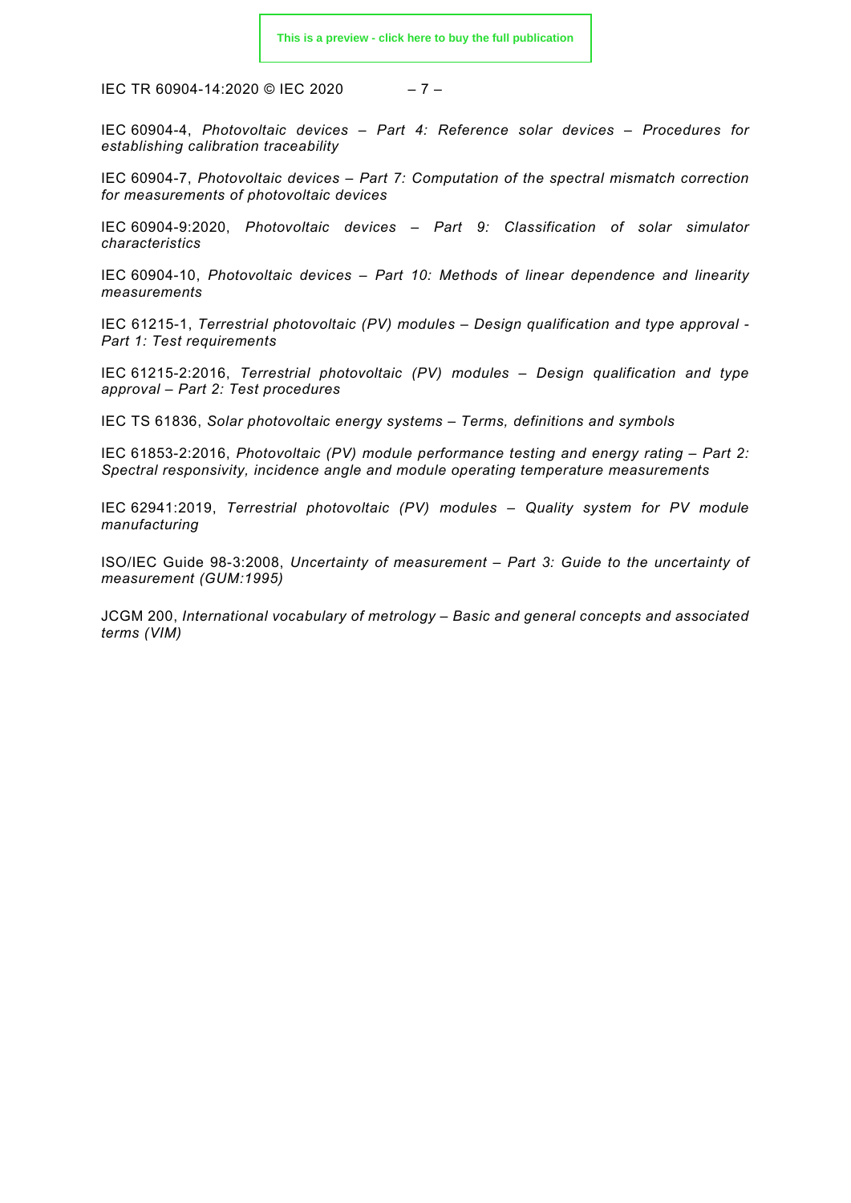IEC 60904-4, *Photovoltaic devices – Part 4: Reference solar devices – Procedures for establishing calibration traceability*

IEC 60904-7, *Photovoltaic devices – Part 7: Computation of the spectral mismatch correction for measurements of photovoltaic devices*

IEC 60904-9:2020, *Photovoltaic devices – Part 9: Classification of solar simulator characteristics*

IEC 60904-10, *Photovoltaic devices – Part 10: Methods of linear dependence and linearity measurements*

IEC 61215-1, *Terrestrial photovoltaic (PV) modules – Design qualification and type approval - Part 1: Test requirements*

IEC 61215-2:2016, *Terrestrial photovoltaic (PV) modules – Design qualification and type approval – Part 2: Test procedures*

IEC TS 61836, *Solar photovoltaic energy systems – Terms, definitions and symbols*

IEC 61853-2:2016, *Photovoltaic (PV) module performance testing and energy rating – Part 2: Spectral responsivity, incidence angle and module operating temperature measurements*

IEC 62941:2019, *Terrestrial photovoltaic (PV) modules – Quality system for PV module manufacturing*

ISO/IEC Guide 98-3:2008, *Uncertainty of measurement – Part 3: Guide to the uncertainty of measurement (GUM:1995)*

JCGM 200, *International vocabulary of metrology – Basic and general concepts and associated terms (VIM)*